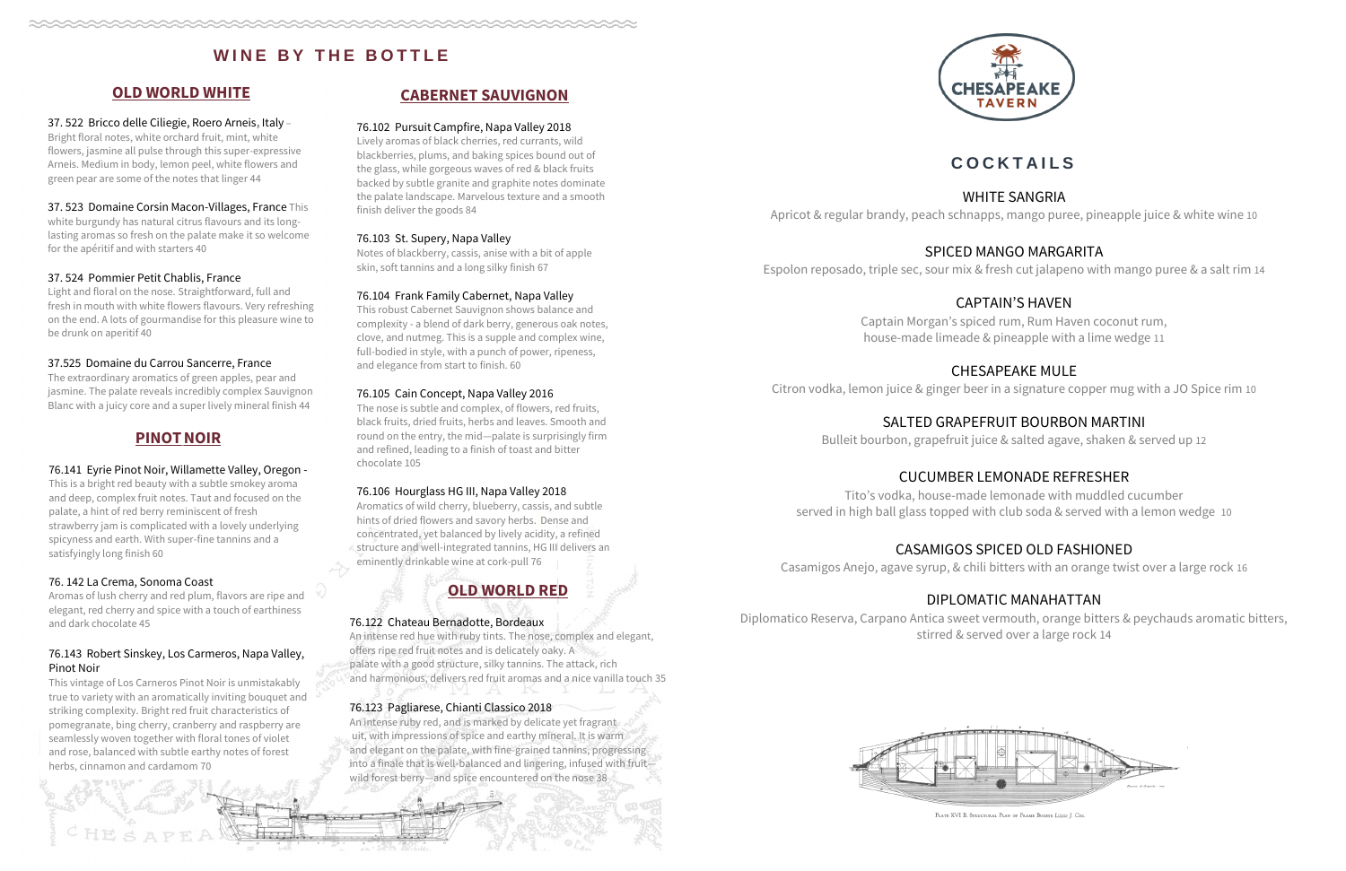# WINE BY THE BOTTLE

## OLD WORLD WHITE

**37. 522 Bricco delle Ciliegie, Roero Arneis, Italy** – Bright floral notes, white orchard fruit, mint, white flowers, jasmine all pulse through this super-expressive Arneis. Medium in body, lemon peel, white flowers and green pear are some of the notes that linger 44

**37. 523 Domaine Corsin Macon-Villages, France** This white burgundy has natural citrus flavours and its long-lasting aromas so fresh on the palate make it so welcome for the apéritif and with starters 40

**37. 524 Pommier Petit Chablis, France**
Light and floral on the nose. Straightforward, full and fresh in mouth with white flowers flavours. Very refreshing on the end. A lots of gourmandise for this pleasure wine to be drunk on aperitif 40

**37.525 Domaine du Carrou Sancerre, France**
The extraordinary aromatics of green apples, pear and jasmine. The palate reveals incredibly complex Sauvignon Blanc with a juicy core and a super lively mineral finish 44

## PINOT NOIR

**76.141 Eyrie Pinot Noir, Willamette Valley, Oregon** -
This is a bright red beauty with a subtle smokey aroma and deep, complex fruit notes. Taut and focused on the palate, a hint of red berry reminiscent of fresh strawberry jam is complicated with a lovely underlying spicyness and earth. With super-fine tannins and a satisfyingly long finish 60

**76. 142 La Crema, Sonoma Coast**
Aromas of lush cherry and red plum, flavors are ripe and elegant, red cherry and spice with a touch of earthiness and dark chocolate 45

**76.143 Robert Sinskey, Los Carmeros, Napa Valley, Pinot Noir**
This vintage of Los Carneros Pinot Noir is unmistakably true to variety with an aromatically inviting bouquet and striking complexity. Bright red fruit characteristics of pomegranate, bing cherry, cranberry and raspberry are seamlessly woven together with floral tones of violet and rose, balanced with subtle earthy notes of forest herbs, cinnamon and cardamom 70

## CABERNET SAUVIGNON

**76.102 Pursuit Campfire, Napa Valley 2018**
Lively aromas of black cherries, red currants, wild blackberries, plums, and baking spices bound out of the glass, while gorgeous waves of red & black fruits backed by subtle granite and graphite notes dominate the palate landscape. Marvelous texture and a smooth finish deliver the goods 84

**76.103 St. Supery, Napa Valley**
Notes of blackberry, cassis, anise with a bit of apple skin, soft tannins and a long silky finish 67

**76.104 Frank Family Cabernet, Napa Valley**
This robust Cabernet Sauvignon shows balance and complexity - a blend of dark berry, generous oak notes, clove, and nutmeg. This is a supple and complex wine, full-bodied in style, with a punch of power, ripeness, and elegance from start to finish. 60

**76.105 Cain Concept, Napa Valley 2016**
The nose is subtle and complex, of flowers, red fruits, black fruits, dried fruits, herbs and leaves. Smooth and round on the entry, the mid—palate is surprisingly firm and refined, leading to a finish of toast and bitter chocolate 105

**76.106 Hourglass HG III, Napa Valley 2018**
Aromatics of wild cherry, blueberry, cassis, and subtle hints of dried flowers and savory herbs. Dense and concentrated, yet balanced by lively acidity, a refined structure and well-integrated tannins, HG III delivers an eminently drinkable wine at cork-pull 76

## OLD WORLD RED

**76.122 Chateau Bernadotte, Bordeaux**
An intense red hue with ruby tints. The nose, complex and elegant, offers ripe red fruit notes and is delicately oaky. A palate with a good structure, silky tannins. The attack, rich and harmonious, delivers red fruit aromas and a nice vanilla touch 35

**76.123 Pagliarese, Chianti Classico 2018**
An intense ruby red, and is marked by delicate yet fragrant uit, with impressions of spice and earthy mineral. It is warm and elegant on the palate, with fine-grained tannins, progressing into a finale that is well-balanced and lingering, infused with fruit—wild forest berry—and spice encountered on the nose 38

CHESAPEAKE TAVERN

# COCKTAILS

**WHITE SANGRIA**
Apricot & regular brandy, peach schnapps, mango puree, pineapple juice & white wine 10

**SPICED MANGO MARGARITA**
Espolon reposado, triple sec, sour mix & fresh cut jalapeno with mango puree & a salt rim 14

**CAPTAIN'S HAVEN**
Captain Morgan's spiced rum, Rum Haven coconut rum, house-made limeade & pineapple with a lime wedge 11

**CHESAPEAKE MULE**
Citron vodka, lemon juice & ginger beer in a signature copper mug with a JO Spice rim 10

**SALTED GRAPEFRUIT BOURBON MARTINI**
Bulleit bourbon, grapefruit juice & salted agave, shaken & served up 12

**CUCUMBER LEMONADE REFRESHER**
Tito's vodka, house-made lemonade with muddled cucumber served in high ball glass topped with club soda & served with a lemon wedge 10

**CASAMIGOS SPICED OLD FASHIONED**
Casamigos Anejo, agave syrup, & chili bitters with an orange twist over a large rock 16

**DIPLOMATIC MANAHATTAN**
Diplomatico Reserva, Carpano Antica sweet vermouth, orange bitters & peychauds aromatic bitters, stirred & served over a large rock 14

PLATE XVI B. STRUCTURAL PLAN OF PRAME BUGEYE *Lizzie J. Cox.*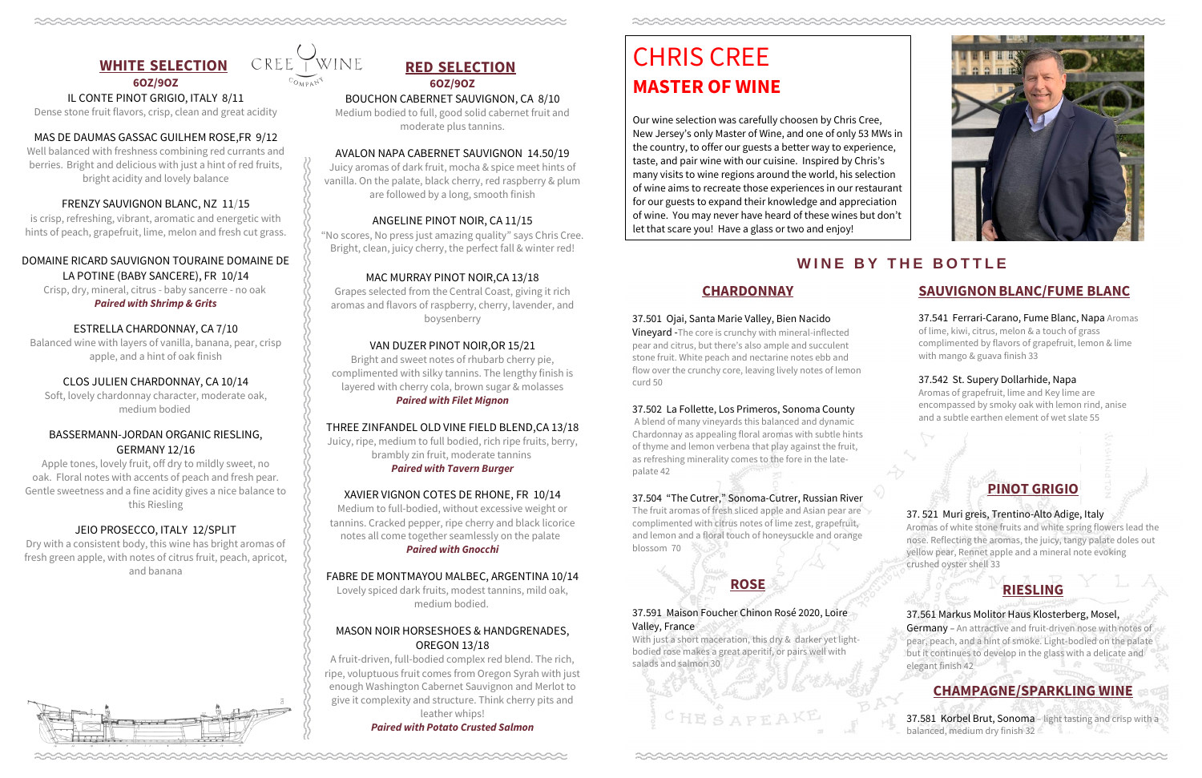## WHITE SELECTION

**6OZ/9OZ**

IL CONTE PINOT GRIGIO, ITALY 8/11

Dense stone fruit flavors, crisp, clean and great acidity

MAS DE DAUMAS GASSAC GUILHEM ROSE,FR 9/12

Well balanced with freshness combining red currants and berries. Bright and delicious with just a hint of red fruits, bright acidity and lovely balance

FRENZY SAUVIGNON BLANC, NZ 11/15

is crisp, refreshing, vibrant, aromatic and energetic with hints of peach, grapefruit, lime, melon and fresh cut grass.

DOMAINE RICARD SAUVIGNON TOURAINE DOMAINE DE LA POTINE (BABY SANCERE), FR 10/14

Crisp, dry, mineral, citrus - baby sancerre - no oak

***Paired with Shrimp & Grits***

ESTRELLA CHARDONNAY, CA 7/10

Balanced wine with layers of vanilla, banana, pear, crisp apple, and a hint of oak finish

CLOS JULIEN CHARDONNAY, CA 10/14

Soft, lovely chardonnay character, moderate oak, medium bodied

BASSERMANN-JORDAN ORGANIC RIESLING, GERMANY 12/16

Apple tones, lovely fruit, off dry to mildly sweet, no oak. Floral notes with accents of peach and fresh pear. Gentle sweetness and a fine acidity gives a nice balance to this Riesling

JEIO PROSECCO, ITALY 12/SPLIT

Dry with a consistent body, this wine has bright aromas of fresh green apple, with notes of citrus fruit, peach, apricot, and banana

CREE WINE COMPANY

## RED SELECTION

**6OZ/9OZ**

BOUCHON CABERNET SAUVIGNON, CA 8/10

Medium bodied to full, good solid cabernet fruit and moderate plus tannins.

AVALON NAPA CABERNET SAUVIGNON 14.50/19

Juicy aromas of dark fruit, mocha & spice meet hints of vanilla. On the palate, black cherry, red raspberry & plum are followed by a long, smooth finish

ANGELINE PINOT NOIR, CA 11/15

"No scores, No press just amazing quality" says Chris Cree. Bright, clean, juicy cherry, the perfect fall & winter red!

MAC MURRAY PINOT NOIR,CA 13/18

Grapes selected from the Central Coast, giving it rich aromas and flavors of raspberry, cherry, lavender, and boysenberry

VAN DUZER PINOT NOIR,OR 15/21

Bright and sweet notes of rhubarb cherry pie, complimented with silky tannins. The lengthy finish is layered with cherry cola, brown sugar & molasses

***Paired with Filet Mignon***

THREE ZINFANDEL OLD VINE FIELD BLEND,CA 13/18

Juicy, ripe, medium to full bodied, rich ripe fruits, berry, brambly zin fruit, moderate tannins

***Paired with Tavern Burger***

XAVIER VIGNON COTES DE RHONE, FR 10/14

Medium to full-bodied, without excessive weight or tannins. Cracked pepper, ripe cherry and black licorice notes all come together seamlessly on the palate

***Paired with Gnocchi***

FABRE DE MONTMAYOU MALBEC, ARGENTINA 10/14

Lovely spiced dark fruits, modest tannins, mild oak, medium bodied.

MASON NOIR HORSESHOES & HANDGRENADES, OREGON 13/18

A fruit-driven, full-bodied complex red blend. The rich, ripe, voluptuous fruit comes from Oregon Syrah with just enough Washington Cabernet Sauvignon and Merlot to give it complexity and structure. Think cherry pits and leather whips!

***Paired with Potato Crusted Salmon***

# CHRIS CREE
## MASTER OF WINE

Our wine selection was carefully choosen by Chris Cree, New Jersey's only Master of Wine, and one of only 53 MWs in the country, to offer our guests a better way to experience, taste, and pair wine with our cuisine. Inspired by Chris's many visits to wine regions around the world, his selection of wine aims to recreate those experiences in our restaurant for our guests to expand their knowledge and appreciation of wine. You may never have heard of these wines but don't let that scare you! Have a glass or two and enjoy!

## WINE BY THE BOTTLE

### CHARDONNAY

37.501 Ojai, Santa Marie Valley, Bien Nacido Vineyard - The core is crunchy with mineral-inflected pear and citrus, but there's also ample and succulent stone fruit. White peach and nectarine notes ebb and flow over the crunchy core, leaving lively notes of lemon curd 50

37.502 La Follette, Los Primeros, Sonoma County

A blend of many vineyards this balanced and dynamic Chardonnay as appealing floral aromas with subtle hints of thyme and lemon verbena that play against the fruit, as refreshing minerality comes to the fore in the late-palate 42

37.504 "The Cutrer," Sonoma-Cutrer, Russian River

The fruit aromas of fresh sliced apple and Asian pear are complimented with citrus notes of lime zest, grapefruit, and lemon and a floral touch of honeysuckle and orange blossom 70

### ROSE

37.591 Maison Foucher Chinon Rosé 2020, Loire Valley, France

With just a short maceration, this dry & darker yet light-bodied rose makes a great aperitif, or pairs well with salads and salmon 30

### SAUVIGNON BLANC/FUME BLANC

37.541 Ferrari-Carano, Fume Blanc, Napa Aromas of lime, kiwi, citrus, melon & a touch of grass complimented by flavors of grapefruit, lemon & lime with mango & guava finish 33

37.542 St. Supery Dollarhide, Napa

Aromas of grapefruit, lime and Key lime are encompassed by smoky oak with lemon rind, anise and a subtle earthen element of wet slate 55

### PINOT GRIGIO

37. 521 Muri greis, Trentino-Alto Adige, Italy

Aromas of white stone fruits and white spring flowers lead the nose. Reflecting the aromas, the juicy, tangy palate doles out yellow pear, Rennet apple and a mineral note evoking crushed oyster shell 33

### RIESLING

37.561 Markus Molitor Haus Klosterberg, Mosel, Germany – An attractive and fruit-driven nose with notes of pear, peach, and a hint of smoke. Light-bodied on the palate but it continues to develop in the glass with a delicate and elegant finish 42

### CHAMPAGNE/SPARKLING WINE

37.581 Korbel Brut, Sonoma – light tasting and crisp with a balanced, medium dry finish 32